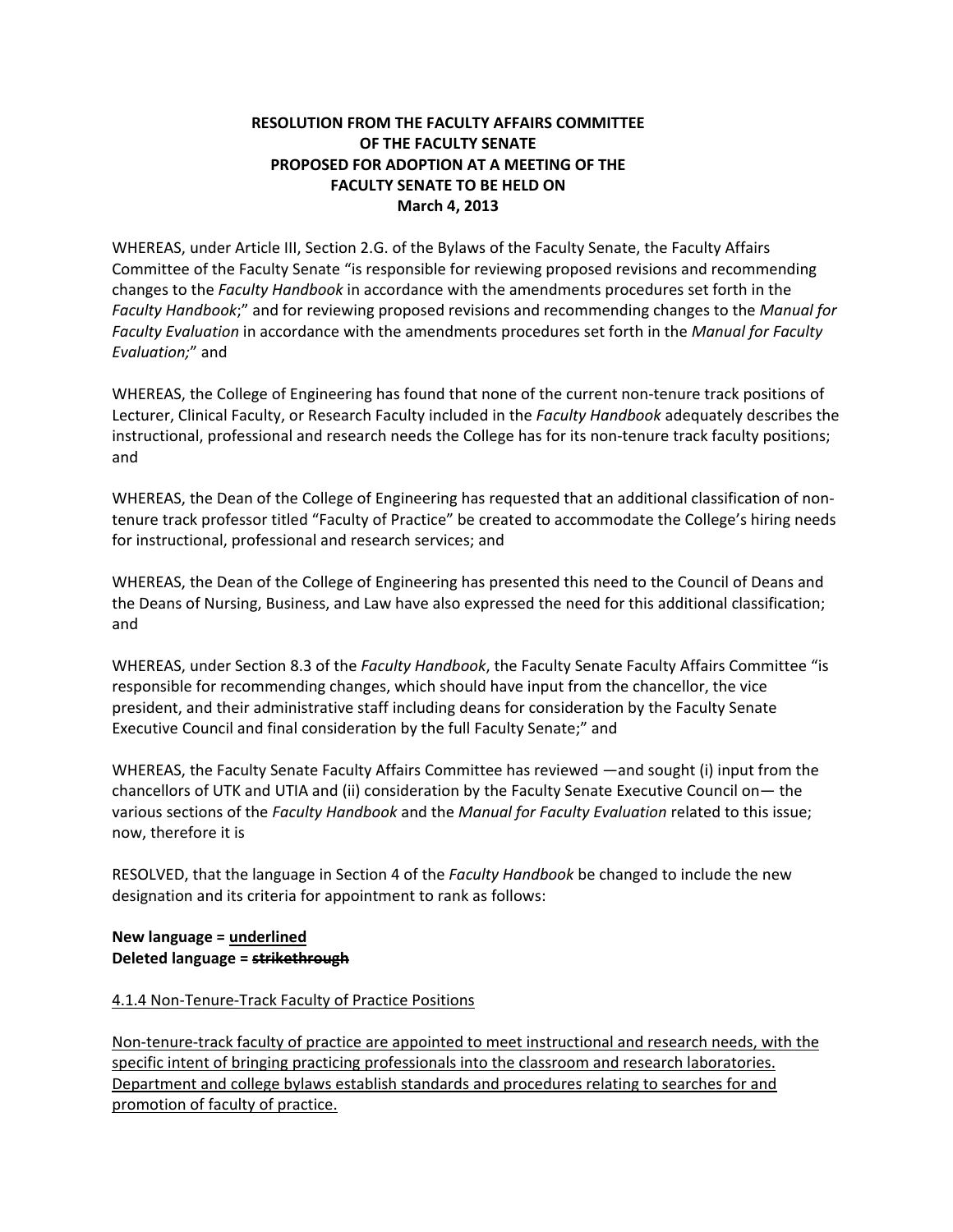**RESOLUTION FROM THE FACULTY AFFAIRS COMMITTEE OF THE FACULTY SENATE PROPOSED FOR ADOPTION AT A MEETING OF THE FACULTY SENATE TO BE HELD ON March 4, 2013**

WHEREAS, under Article III, Section 2.G. of the Bylaws of the Faculty Senate, the Faculty Affairs Committee of the Faculty Senate "is responsible for reviewing proposed revisions and recommending changes to the *Faculty Handbook* in accordance with the amendments procedures set forth in the *Faculty Handbook*;" and for reviewing proposed revisions and recommending changes to the *Manual for Faculty Evaluation* in accordance with the amendments procedures set forth in the *Manual for Faculty Evaluation;*" and

WHEREAS, the College of Engineering has found that none of the current non-tenure track positions of Lecturer, Clinical Faculty, or Research Faculty included in the *Faculty Handbook* adequately describes the instructional, professional and research needs the College has for its non-tenure track faculty positions; and

WHEREAS, the Dean of the College of Engineering has requested that an additional classification of non-tenure track professor titled "Faculty of Practice" be created to accommodate the College's hiring needs for instructional, professional and research services; and

WHEREAS, the Dean of the College of Engineering has presented this need to the Council of Deans and the Deans of Nursing, Business, and Law have also expressed the need for this additional classification; and

WHEREAS, under Section 8.3 of the *Faculty Handbook*, the Faculty Senate Faculty Affairs Committee "is responsible for recommending changes, which should have input from the chancellor, the vice president, and their administrative staff including deans for consideration by the Faculty Senate Executive Council and final consideration by the full Faculty Senate;" and

WHEREAS, the Faculty Senate Faculty Affairs Committee has reviewed —and sought (i) input from the chancellors of UTK and UTIA and (ii) consideration by the Faculty Senate Executive Council on— the various sections of the *Faculty Handbook* and the *Manual for Faculty Evaluation* related to this issue; now, therefore it is

RESOLVED, that the language in Section 4 of the *Faculty Handbook* be changed to include the new designation and its criteria for appointment to rank as follows:

**New language = <u>underlined</u>**
**Deleted language = ~~strikethrough~~**

<u>4.1.4 Non-Tenure-Track Faculty of Practice Positions</u>

<u>Non-tenure-track faculty of practice are appointed to meet instructional and research needs, with the specific intent of bringing practicing professionals into the classroom and research laboratories. Department and college bylaws establish standards and procedures relating to searches for and promotion of faculty of practice.</u>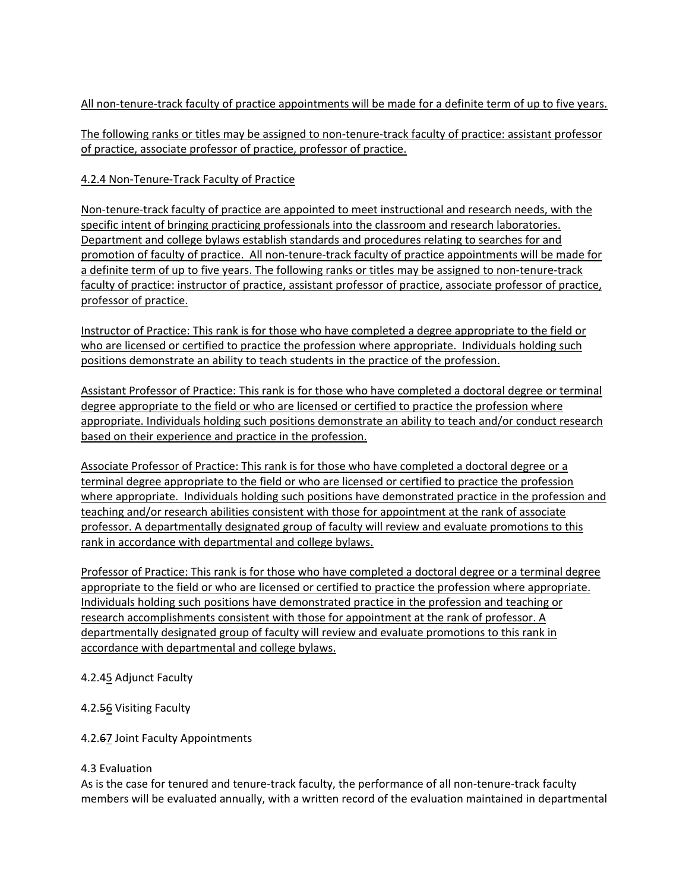All non-tenure-track faculty of practice appointments will be made for a definite term of up to five years.

The following ranks or titles may be assigned to non-tenure-track faculty of practice: assistant professor of practice, associate professor of practice, professor of practice.

4.2.4 Non-Tenure-Track Faculty of Practice

Non-tenure-track faculty of practice are appointed to meet instructional and research needs, with the specific intent of bringing practicing professionals into the classroom and research laboratories. Department and college bylaws establish standards and procedures relating to searches for and promotion of faculty of practice. All non-tenure-track faculty of practice appointments will be made for a definite term of up to five years. The following ranks or titles may be assigned to non-tenure-track faculty of practice: instructor of practice, assistant professor of practice, associate professor of practice, professor of practice.

Instructor of Practice: This rank is for those who have completed a degree appropriate to the field or who are licensed or certified to practice the profession where appropriate. Individuals holding such positions demonstrate an ability to teach students in the practice of the profession.

Assistant Professor of Practice: This rank is for those who have completed a doctoral degree or terminal degree appropriate to the field or who are licensed or certified to practice the profession where appropriate. Individuals holding such positions demonstrate an ability to teach and/or conduct research based on their experience and practice in the profession.

Associate Professor of Practice: This rank is for those who have completed a doctoral degree or a terminal degree appropriate to the field or who are licensed or certified to practice the profession where appropriate. Individuals holding such positions have demonstrated practice in the profession and teaching and/or research abilities consistent with those for appointment at the rank of associate professor. A departmentally designated group of faculty will review and evaluate promotions to this rank in accordance with departmental and college bylaws.

Professor of Practice: This rank is for those who have completed a doctoral degree or a terminal degree appropriate to the field or who are licensed or certified to practice the profession where appropriate. Individuals holding such positions have demonstrated practice in the profession and teaching or research accomplishments consistent with those for appointment at the rank of professor. A departmentally designated group of faculty will review and evaluate promotions to this rank in accordance with departmental and college bylaws.

4.2.4~~5~~ Adjunct Faculty

4.2.~~5~~6 Visiting Faculty

4.2.~~6~~7 Joint Faculty Appointments

4.3 Evaluation

As is the case for tenured and tenure-track faculty, the performance of all non-tenure-track faculty members will be evaluated annually, with a written record of the evaluation maintained in departmental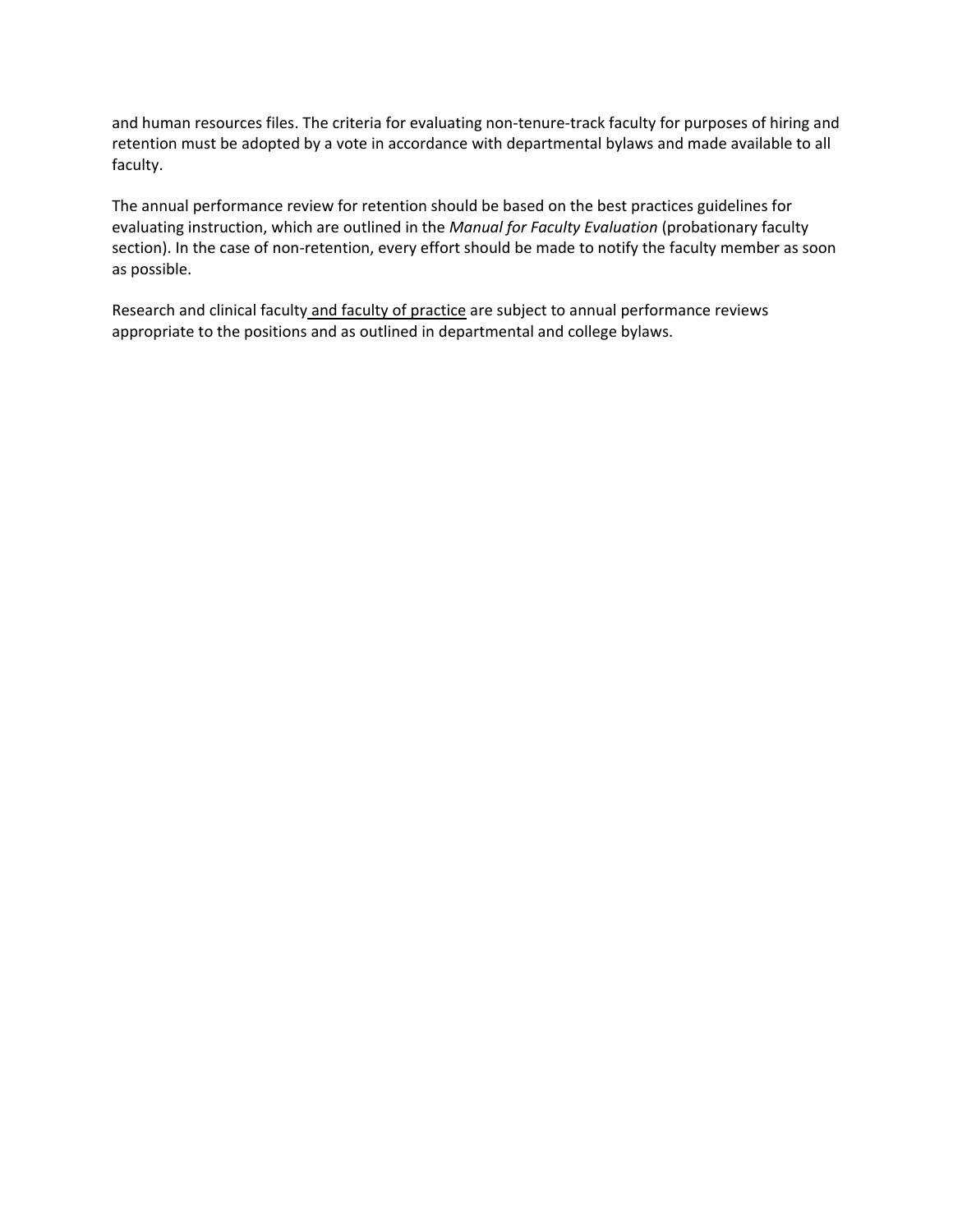and human resources files. The criteria for evaluating non-tenure-track faculty for purposes of hiring and retention must be adopted by a vote in accordance with departmental bylaws and made available to all faculty.

The annual performance review for retention should be based on the best practices guidelines for evaluating instruction, which are outlined in the *Manual for Faculty Evaluation* (probationary faculty section). In the case of non-retention, every effort should be made to notify the faculty member as soon as possible.

Research and clinical faculty <u>and faculty of practice</u> are subject to annual performance reviews appropriate to the positions and as outlined in departmental and college bylaws.